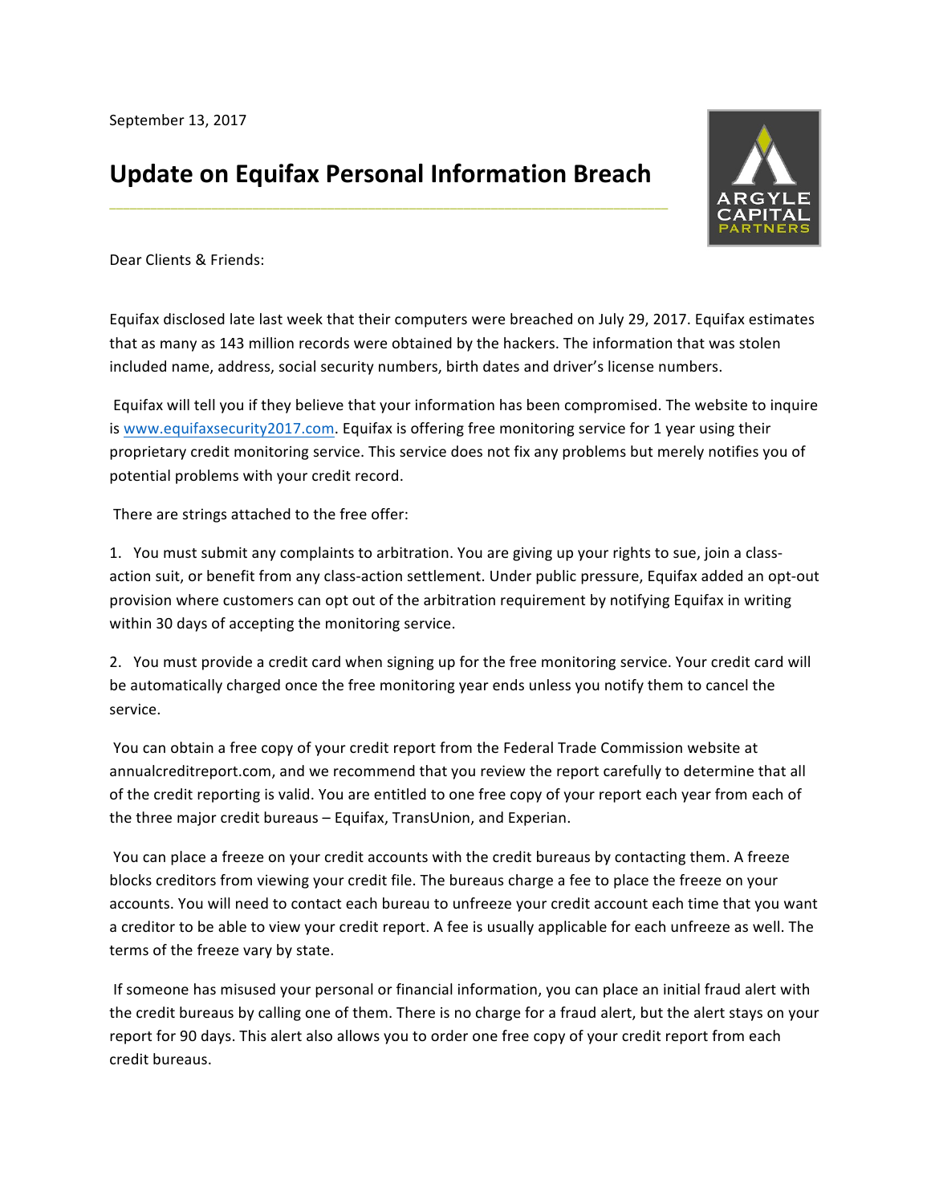September 13, 2017

# Update on Equifax Personal Information Breach

Dear Clients & Friends:

Equifax disclosed late last week that their computers were breached on July 29, 2017. Equifax estimates that as many as 143 million records were obtained by the hackers. The information that was stolen included name, address, social security numbers, birth dates and driver's license numbers.

Equifax will tell you if they believe that your information has been compromised. The website to inquire is [www.equifaxsecurity2017.com](http://www.equifaxsecurity2017.com). Equifax is offering free monitoring service for 1 year using their proprietary credit monitoring service. This service does not fix any problems but merely notifies you of potential problems with your credit record.

There are strings attached to the free offer:

1. You must submit any complaints to arbitration. You are giving up your rights to sue, join a class-action suit, or benefit from any class-action settlement. Under public pressure, Equifax added an opt-out provision where customers can opt out of the arbitration requirement by notifying Equifax in writing within 30 days of accepting the monitoring service.

2. You must provide a credit card when signing up for the free monitoring service. Your credit card will be automatically charged once the free monitoring year ends unless you notify them to cancel the service.

You can obtain a free copy of your credit report from the Federal Trade Commission website at annualcreditreport.com, and we recommend that you review the report carefully to determine that all of the credit reporting is valid. You are entitled to one free copy of your report each year from each of the three major credit bureaus – Equifax, TransUnion, and Experian.

You can place a freeze on your credit accounts with the credit bureaus by contacting them. A freeze blocks creditors from viewing your credit file. The bureaus charge a fee to place the freeze on your accounts. You will need to contact each bureau to unfreeze your credit account each time that you want a creditor to be able to view your credit report. A fee is usually applicable for each unfreeze as well. The terms of the freeze vary by state.

If someone has misused your personal or financial information, you can place an initial fraud alert with the credit bureaus by calling one of them. There is no charge for a fraud alert, but the alert stays on your report for 90 days. This alert also allows you to order one free copy of your credit report from each credit bureaus.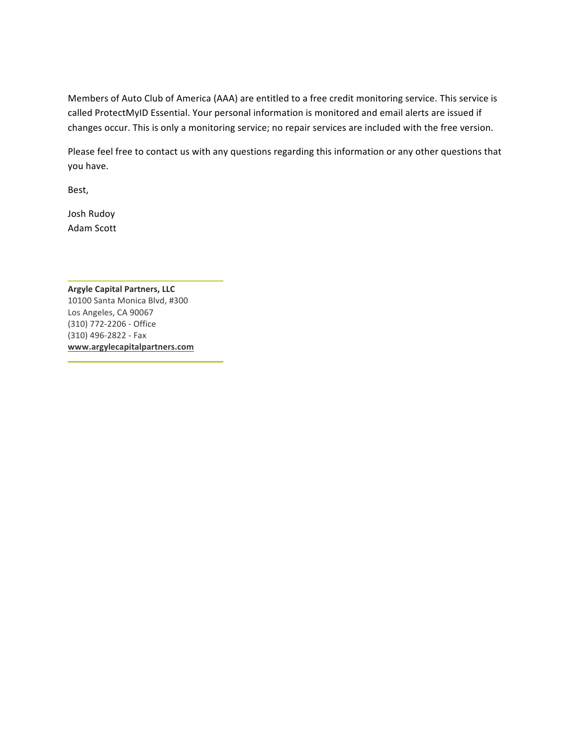Members of Auto Club of America (AAA) are entitled to a free credit monitoring service. This service is called ProtectMyID Essential. Your personal information is monitored and email alerts are issued if changes occur. This is only a monitoring service; no repair services are included with the free version.

Please feel free to contact us with any questions regarding this information or any other questions that you have.

Best,

Josh Rudoy
Adam Scott

---

**Argyle Capital Partners, LLC**
10100 Santa Monica Blvd, #300
Los Angeles, CA 90067
(310) 772-2206 - Office
(310) 496-2822 - Fax
**www.argylecapitalpartners.com**

---